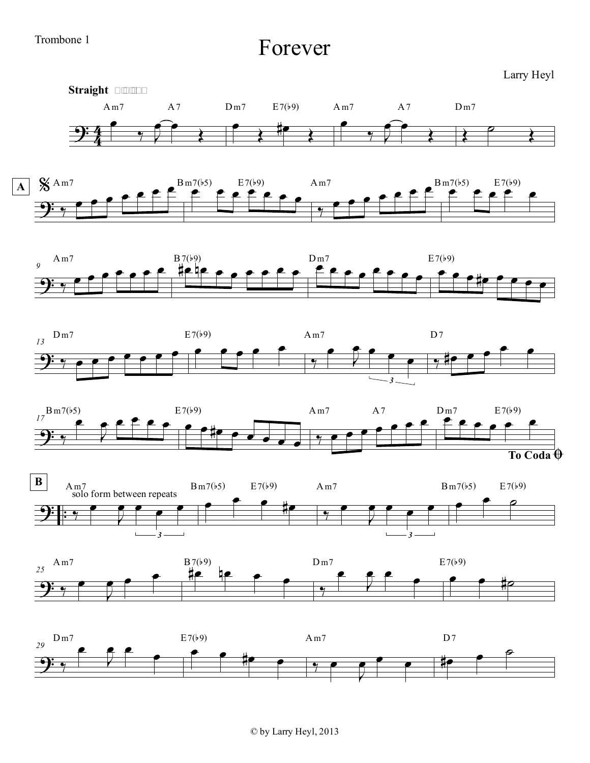Trombone 1

# Forever

Larry Heyl

**Straight**

Am7 A7 Dm7 E7(♭9) Am7 A7 Dm7

**A**

Am7 Bm7(♭5) E7(♭9) Am7 Bm7(♭5) E7(♭9)

9 Am7 B7(♭9) Dm7 E7(♭9)

13 Dm7 E7(♭9) Am7 D7

17 Bm7(♭5) E7(♭9) Am7 A7 Dm7 E7(♭9)

**To Coda**

**B**

Am7 Bm7(♭5) E7(♭9) Am7 Bm7(♭5) E7(♭9)

solo form between repeats

25 Am7 B7(♭9) Dm7 E7(♭9)

29 Dm7 E7(♭9) Am7 D7

© by Larry Heyl, 2013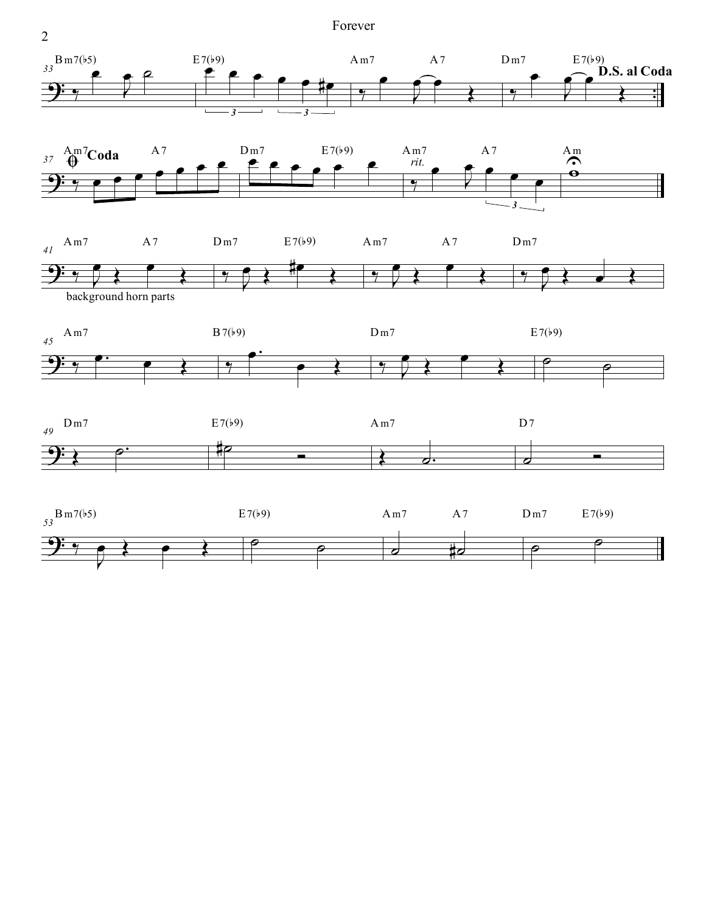Forever

Bm7(♭5) E7(♭9) Am7 A7 Dm7 E7(♭9) **D.S. al Coda**

Am7 **Coda** A7 Dm7 E7(♭9) Am7 *rit.* A7 Am

Am7 A7 Dm7 E7(♭9) Am7 A7 Dm7

background horn parts

Am7 B7(♭9) Dm7 E7(♭9)

Dm7 E7(♭9) Am7 D7

Bm7(♭5) E7(♭9) Am7 A7 Dm7 E7(♭9)